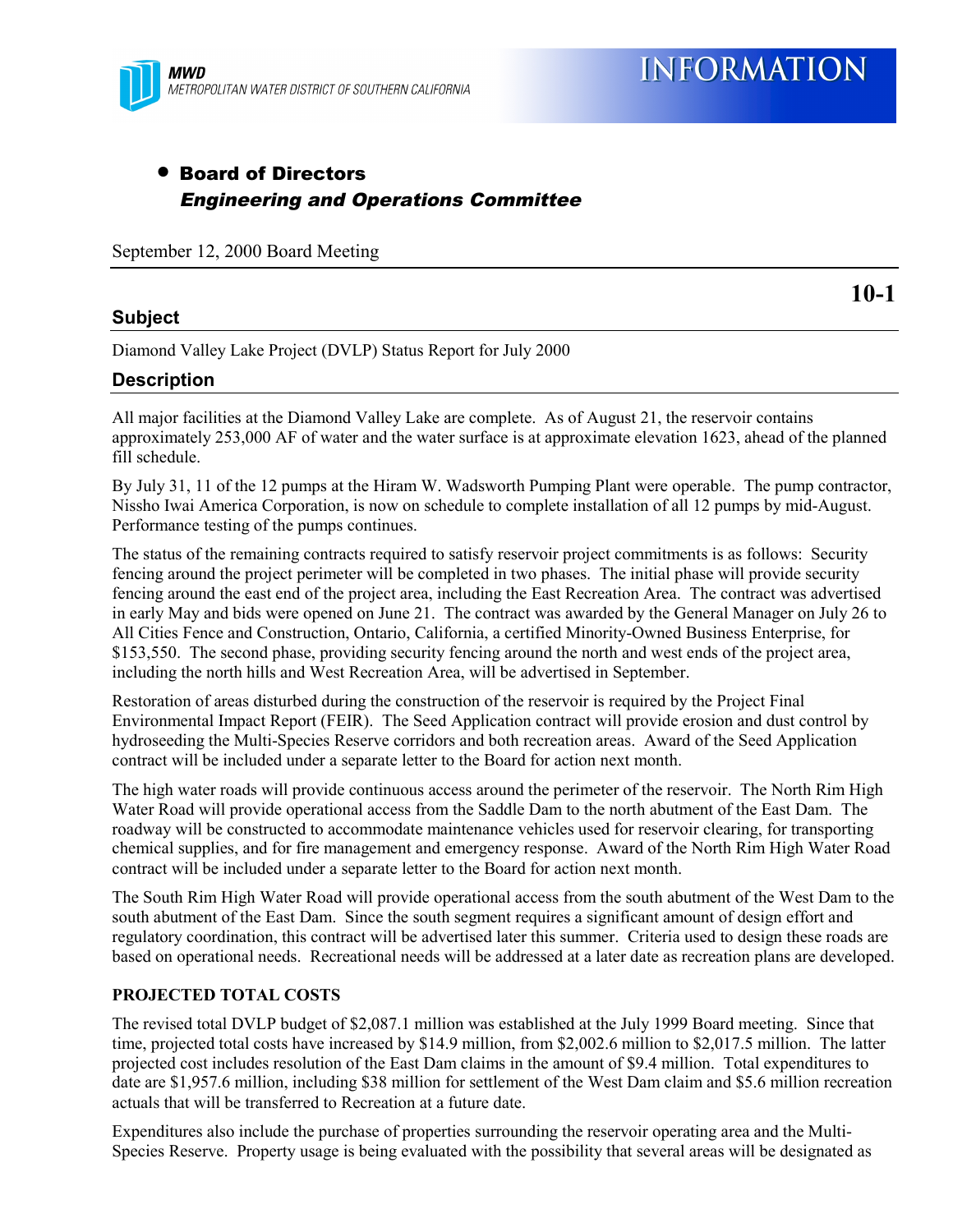MWD
METROPOLITAN WATER DISTRICT OF SOUTHERN CALIFORNIA

# INFORMATION

- **Board of Directors**
  ***Engineering and Operations Committee***

September 12, 2000 Board Meeting

**10-1**

## Subject

Diamond Valley Lake Project (DVLP) Status Report for July 2000

## Description

All major facilities at the Diamond Valley Lake are complete. As of August 21, the reservoir contains approximately 253,000 AF of water and the water surface is at approximate elevation 1623, ahead of the planned fill schedule.

By July 31, 11 of the 12 pumps at the Hiram W. Wadsworth Pumping Plant were operable. The pump contractor, Nissho Iwai America Corporation, is now on schedule to complete installation of all 12 pumps by mid-August. Performance testing of the pumps continues.

The status of the remaining contracts required to satisfy reservoir project commitments is as follows: Security fencing around the project perimeter will be completed in two phases. The initial phase will provide security fencing around the east end of the project area, including the East Recreation Area. The contract was advertised in early May and bids were opened on June 21. The contract was awarded by the General Manager on July 26 to All Cities Fence and Construction, Ontario, California, a certified Minority-Owned Business Enterprise, for $153,550. The second phase, providing security fencing around the north and west ends of the project area, including the north hills and West Recreation Area, will be advertised in September.

Restoration of areas disturbed during the construction of the reservoir is required by the Project Final Environmental Impact Report (FEIR). The Seed Application contract will provide erosion and dust control by hydroseeding the Multi-Species Reserve corridors and both recreation areas. Award of the Seed Application contract will be included under a separate letter to the Board for action next month.

The high water roads will provide continuous access around the perimeter of the reservoir. The North Rim High Water Road will provide operational access from the Saddle Dam to the north abutment of the East Dam. The roadway will be constructed to accommodate maintenance vehicles used for reservoir clearing, for transporting chemical supplies, and for fire management and emergency response. Award of the North Rim High Water Road contract will be included under a separate letter to the Board for action next month.

The South Rim High Water Road will provide operational access from the south abutment of the West Dam to the south abutment of the East Dam. Since the south segment requires a significant amount of design effort and regulatory coordination, this contract will be advertised later this summer. Criteria used to design these roads are based on operational needs. Recreational needs will be addressed at a later date as recreation plans are developed.

**PROJECTED TOTAL COSTS**

The revised total DVLP budget of $2,087.1 million was established at the July 1999 Board meeting. Since that time, projected total costs have increased by $14.9 million, from $2,002.6 million to $2,017.5 million. The latter projected cost includes resolution of the East Dam claims in the amount of $9.4 million. Total expenditures to date are $1,957.6 million, including $38 million for settlement of the West Dam claim and $5.6 million recreation actuals that will be transferred to Recreation at a future date.

Expenditures also include the purchase of properties surrounding the reservoir operating area and the Multi-Species Reserve. Property usage is being evaluated with the possibility that several areas will be designated as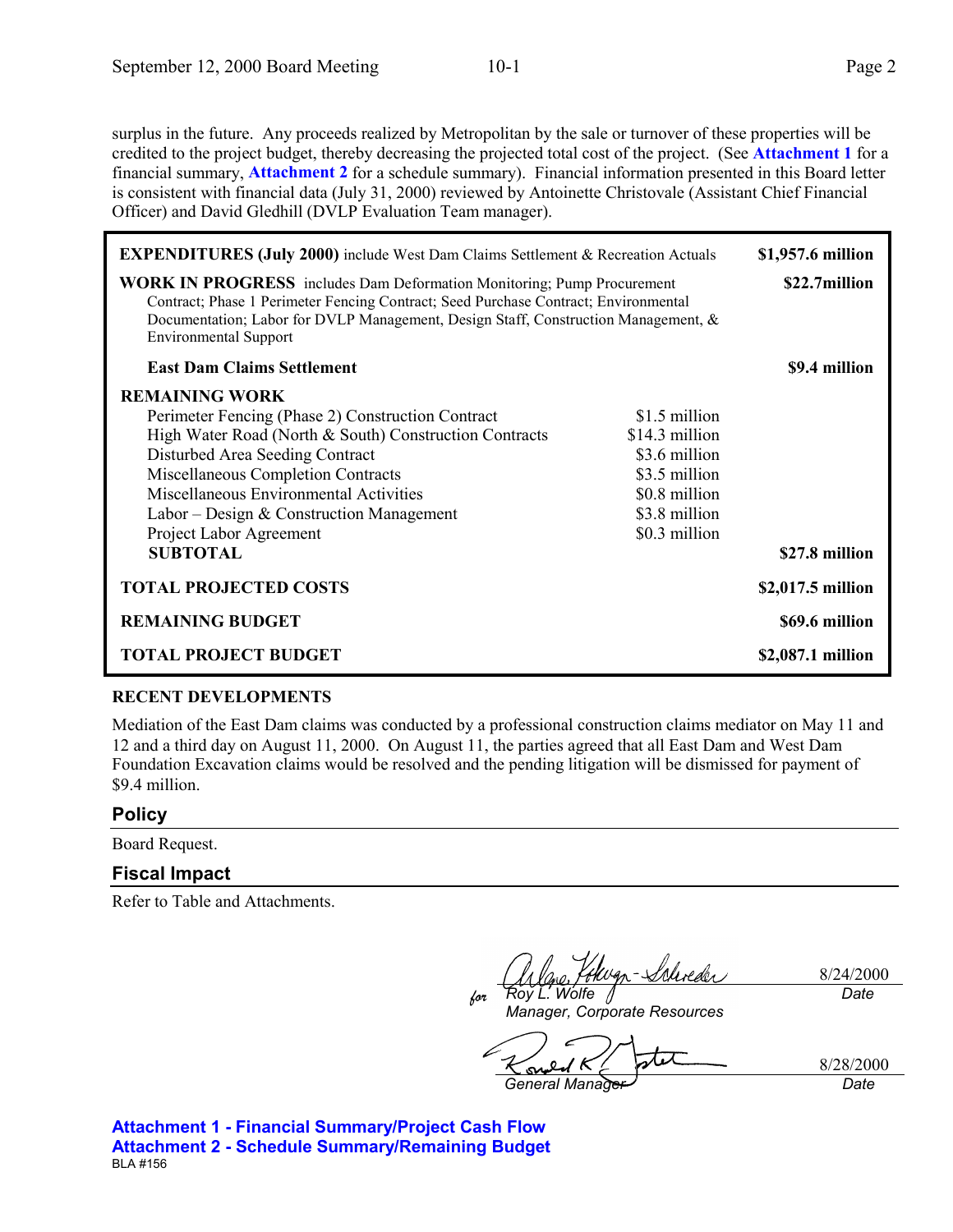surplus in the future. Any proceeds realized by Metropolitan by the sale or turnover of these properties will be credited to the project budget, thereby decreasing the projected total cost of the project. (See **Attachment 1** for a financial summary, **Attachment 2** for a schedule summary). Financial information presented in this Board letter is consistent with financial data (July 31, 2000) reviewed by Antoinette Christovale (Assistant Chief Financial Officer) and David Gledhill (DVLP Evaluation Team manager).

| | | |
|---|---|---|
| **EXPENDITURES (July 2000)** include West Dam Claims Settlement & Recreation Actuals | | **$1,957.6 million** |
| **WORK IN PROGRESS** includes Dam Deformation Monitoring; Pump Procurement Contract; Phase 1 Perimeter Fencing Contract; Seed Purchase Contract; Environmental Documentation; Labor for DVLP Management, Design Staff, Construction Management, & Environmental Support | | **$22.7million** |
| **East Dam Claims Settlement** | | **$9.4 million** |
| **REMAINING WORK** | | |
| Perimeter Fencing (Phase 2) Construction Contract | $1.5 million | |
| High Water Road (North & South) Construction Contracts | $14.3 million | |
| Disturbed Area Seeding Contract | $3.6 million | |
| Miscellaneous Completion Contracts | $3.5 million | |
| Miscellaneous Environmental Activities | $0.8 million | |
| Labor – Design & Construction Management | $3.8 million | |
| Project Labor Agreement | $0.3 million | |
| **SUBTOTAL** | | **$27.8 million** |
| **TOTAL PROJECTED COSTS** | | **$2,017.5 million** |
| **REMAINING BUDGET** | | **$69.6 million** |
| **TOTAL PROJECT BUDGET** | | **$2,087.1 million** |

**RECENT DEVELOPMENTS**

Mediation of the East Dam claims was conducted by a professional construction claims mediator on May 11 and 12 and a third day on August 11, 2000. On August 11, the parties agreed that all East Dam and West Dam Foundation Excavation claims would be resolved and the pending litigation will be dismissed for payment of $9.4 million.

## Policy

Board Request.

## Fiscal Impact

Refer to Table and Attachments.

for *Roy L. Wolfe* — 8/24/2000
Manager, Corporate Resources — Date

*General Manager* — 8/28/2000
Date

**Attachment 1 - Financial Summary/Project Cash Flow**
**Attachment 2 - Schedule Summary/Remaining Budget**

BLA #156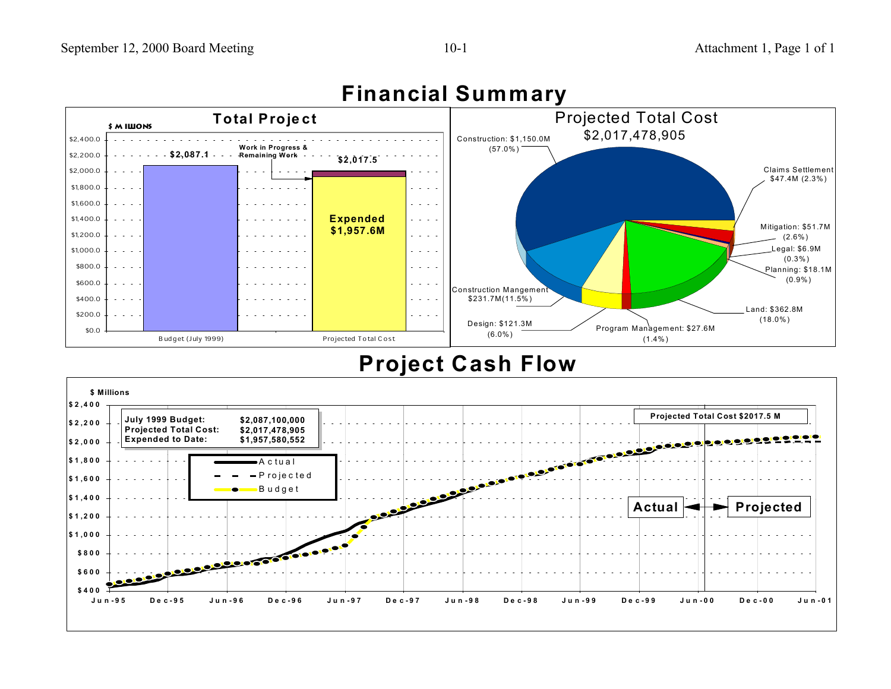# Financial Summary

## Total Project

$ Millions

| | Budget (July 1999) | Projected Total Cost |
|---|---|---|
| Total | $2,087.1 | $2,017.5 |
| Expended | | $1,957.6M |
| Work in Progress & Remaining Work | | |

## Projected Total Cost

$2,017,478,905

| Category | Amount | Percent |
|---|---|---|
| Construction | $1,150.0M | 57.0% |
| Claims Settlement | $47.4M | 2.3% |
| Mitigation | $51.7M | 2.6% |
| Legal | $6.9M | 0.3% |
| Planning | $18.1M | 0.9% |
| Land | $362.8M | 18.0% |
| Program Management | $27.6M | 1.4% |
| Design | $121.3M | 6.0% |
| Construction Mangement | $231.7M | 11.5% |

# Project Cash Flow

$ Millions

| | |
|---|---|
| **July 1999 Budget:** | **$2,087,100,000** |
| **Projected Total Cost:** | **$2,017,478,905** |
| **Expended to Date:** | **$1,957,580,552** |

**Projected Total Cost $2017.5 M**

Legend: Actual, Projected, Budget

**Actual** ◄► **Projected**

Jun-95 to Jun-01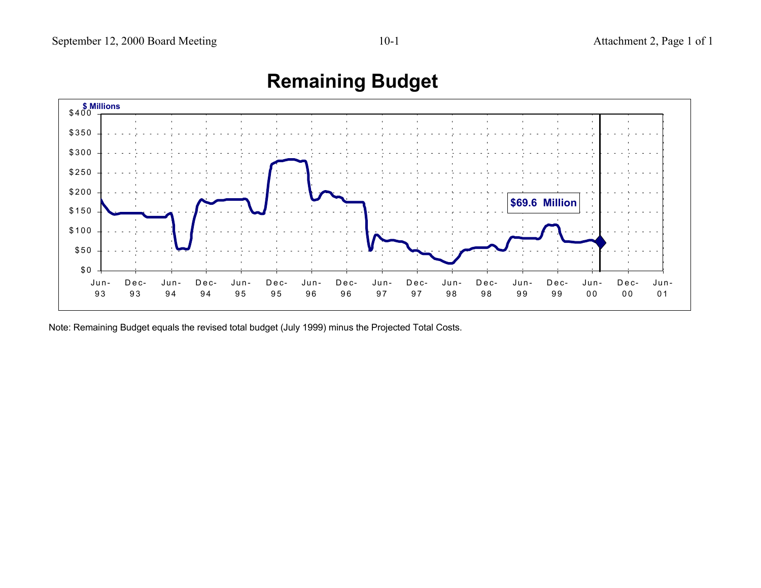# Remaining Budget

$ Millions

$400
$350
$300
$250
$200
$150
$100
$50
$0

Jun-93
Dec-93
Jun-94
Dec-94
Jun-95
Dec-95
Jun-96
Dec-96
Jun-97
Dec-97
Jun-98
Dec-98
Jun-99
Dec-99
Jun-00
Dec-00
Jun-01

$69.6 Million

Note: Remaining Budget equals the revised total budget (July 1999) minus the Projected Total Costs.